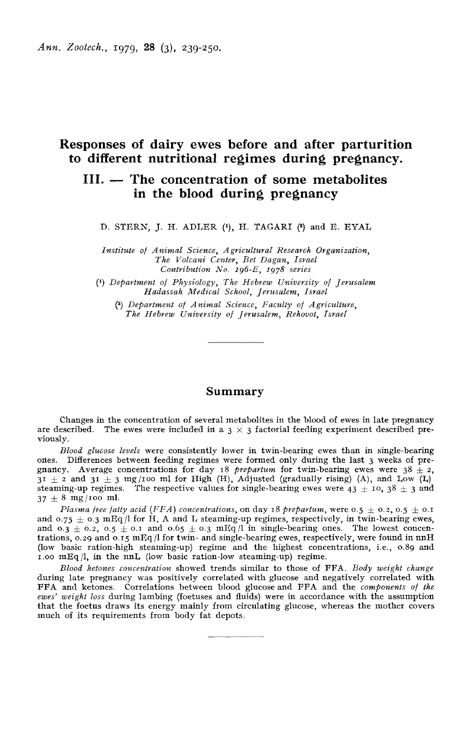# Responses of dairy ewes before and after parturition to different nutritional régimes during pregnancy.

## III. — The concentration of some metabolites in the blood during pregnancy

D. STERN, J. H. ADLER [1], H. TAGARI [2] and E. EYAL

*Institute of Animal Science, Agricultural Research Organization, The Volcani Center, Bet Dagan, Israel*
*Contribution No. 196-E, 1978 series*

[1] *Department of Physiology, The Hebrew University of Jerusalem Hadassah Medical School, Jerusalem, Israel*

[2] *Department of Animal Science, Faculty of Agriculture, The Hebrew University of Jerusalem, Rehovot, Israel*

## Summary

Changes in the concentration of several metabolites in the blood of ewes in late pregnancy are described. The ewes were included in a $3 \times 3$ factorial feeding experiment described previously.

*Blood glucose levels* were consistently lower in twin-bearing ewes than in single-bearing ones. Differences between feeding regimes were formed only during the last 3 weeks of pregnancy. Average concentrations for day 18 *prepartum* for twin-bearing ewes were $38 \pm 2$, $31 \pm 2$ and $31 \pm 3$ mg/100 ml for High (H), Adjusted (gradually rising) (A), and Low (L) steaming-up regimes. The respective values for single-bearing ewes were $43 \pm 10$, $38 \pm 3$ and $37 \pm 8$ mg/100 ml.

*Plasma free fatty acid (FFA) concentrations*, on day 18 *prepartum*, were $0.5 \pm 0.2$, $0.5 \pm 0.1$ and $0.75 \pm 0.3$ mEq/l for H, A and L steaming-up regimes, respectively, in twin-bearing ewes, and $0.3 \pm 0.2$, $0.5 \pm 0.1$ and $0.65 \pm 0.3$ mEq/l in single-bearing ones. The lowest concentrations, 0.29 and 0.15 mEq/l for twin- and single-bearing ewes, respectively, were found in nnH (low basic ration-high steaming-up) regime and the highest concentrations, i.e., 0.89 and 1.00 mEq/l, in the nnL (low basic ration-low steaming-up) regime.

*Blood ketones concentration* showed trends similar to those of FFA. *Body weight change* during late pregnancy was positively correlated with glucose and negatively correlated with FFA and ketones. Correlations between blood glucose and FFA and the *components of the ewes' weight loss* during lambing (foetuses and fluids) were in accordance with the assumption that the foetus draws its energy mainly from circulating glucose, whereas the mother covers much of its requirements from body fat depots.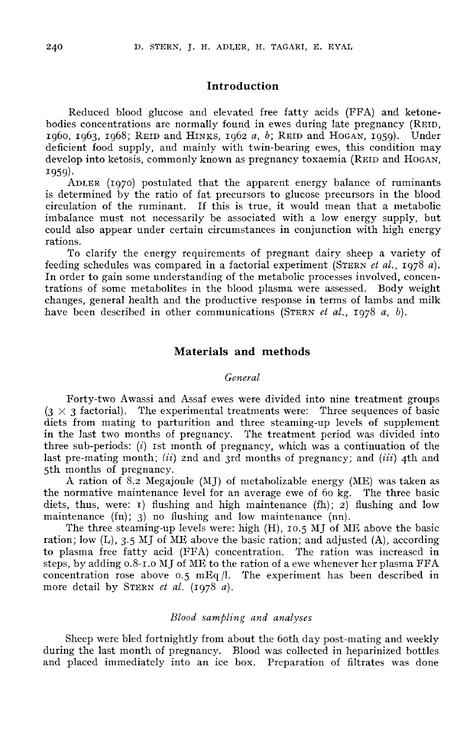## Introduction

Reduced blood glucose and elevated free fatty acids (FFA) and ketone-bodies concentrations are normally found in ewes during late pregnancy (REID, 1960, 1963, 1968; REID and HINKS, 1962 *a*, *b*; REID and HOGAN, 1959). Under deficient food supply, and mainly with twin-bearing ewes, this condition may develop into ketosis, commonly known as pregnancy toxaemia (REID and HOGAN, 1959).

ADLER (1970) postulated that the apparent energy balance of ruminants is determined by the ratio of fat precursors to glucose precursors in the blood circulation of the ruminant. If this is true, it would mean that a metabolic imbalance must not necessarily be associated with a low energy supply, but could also appear under certain circumstances in conjunction with high energy rations.

To clarify the energy requirements of pregnant dairy sheep a variety of feeding schedules was compared in a factorial experiment (STERN *et al.*, 1978 *a*). In order to gain some understanding of the metabolic processes involved, concentrations of some metabolites in the blood plasma were assessed. Body weight changes, general health and the productive response in terms of lambs and milk have been described in other communications (STERN *et al.*, 1978 *a*, *b*).

## Materials and methods

### *General*

Forty-two Awassi and Assaf ewes were divided into nine treatment groups ($3 \times 3$ factorial). The experimental treatments were: Three sequences of basic diets from mating to parturition and three steaming-up levels of supplement in the last two months of pregnancy. The treatment period was divided into three sub-periods: (*i*) 1st month of pregnancy, which was a continuation of the last pre-mating month; (*ii*) 2nd and 3rd months of pregnancy; and (*iii*) 4th and 5th months of pregnancy.

A ration of 8.2 Megajoule (MJ) of metabolizable energy (ME) was taken as the normative maintenance level for an average ewe of 60 kg. The three basic diets, thus, were: 1) flushing and high maintenance (fh); 2) flushing and low maintenance (fn); 3) no flushing and low maintenance (nn).

The three steaming-up levels were: high (H), 10.5 MJ of ME above the basic ration; low (L), 3.5 MJ of ME above the basic ration; and adjusted (A), according to plasma free fatty acid (FFA) concentration. The ration was increased in steps, by adding 0.8-1.0 MJ of ME to the ration of a ewe whenever her plasma FFA concentration rose above 0.5 mEq/l. The experiment has been described in more detail by STERN *et al.* (1978 *a*).

### *Blood sampling and analyses*

Sheep were bled fortnightly from about the 60th day post-mating and weekly during the last month of pregnancy. Blood was collected in heparinized bottles and placed immediately into an ice box. Preparation of filtrates was done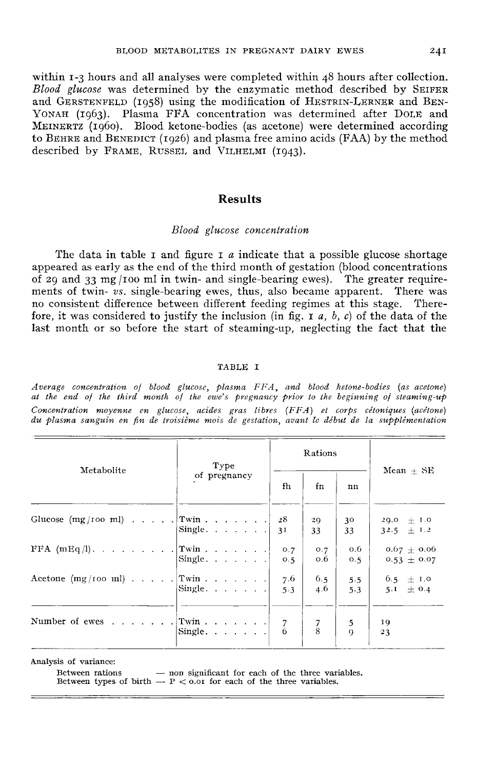within 1-3 hours and all analyses were completed within 48 hours after collection. *Blood glucose* was determined by the enzymatic method described by SEIFER and GERSTENFELD (1958) using the modification of HESTRIN-LERNER and BEN-YONAH (1963). Plasma FFA concentration was determined after DOLE and MEINERTZ (1960). Blood ketone-bodies (as acetone) were determined according to BEHRE and BENEDICT (1926) and plasma free amino acids (FAA) by the method described by FRAME, RUSSEL and VILHELMI (1943).

## Results

### *Blood glucose concentration*

The data in table 1 and figure 1 *a* indicate that a possible glucose shortage appeared as early as the end of the third month of gestation (blood concentrations of 29 and 33 mg/100 ml in twin- and single-bearing ewes). The greater requirements of twin- *vs.* single-bearing ewes, thus, also became apparent. There was no consistent difference between different feeding regimes at this stage. Therefore, it was considered to justify the inclusion (in fig. 1 *a*, *b*, *c*) of the data of the last month or so before the start of steaming-up, neglecting the fact that the

TABLE 1

*Average concentration of blood glucose, plasma FFA, and blood ketone-bodies (as acetone) at the end of the third month of the ewe's pregnancy prior to the beginning of steaming-up*

*Concentration moyenne en glucose, acides gras libres (FFA) et corps cétoniques (acétone) du plasma sanguin en fin de troisième mois de gestation, avant le début de la supplémentation*

| Metabolite | Type of pregnancy | Rations | | | Mean ± SE |
|---|---|---|---|---|---|
| | | fh | fn | nn | |
| Glucose (mg/100 ml) | Twin | 28 | 29 | 30 | 29.0 ± 1.0 |
| | Single | 31 | 33 | 33 | 32.5 ± 1.2 |
| FFA (mEq/l) | Twin | 0.7 | 0.7 | 0.6 | 0.67 ± 0.06 |
| | Single | 0.5 | 0.6 | 0.5 | 0.53 ± 0.07 |
| Acetone (mg/100 ml) | Twin | 7.6 | 6.5 | 5.5 | 6.5 ± 1.0 |
| | Single | 5.3 | 4.6 | 5.3 | 5.1 ± 0.4 |
| Number of ewes | Twin | 7 | 7 | 5 | 19 |
| | Single | 6 | 8 | 9 | 23 |

Analysis of variance:

Between rations — non significant for each of the three variables.
Between types of birth — $P < 0.01$ for each of the three variables.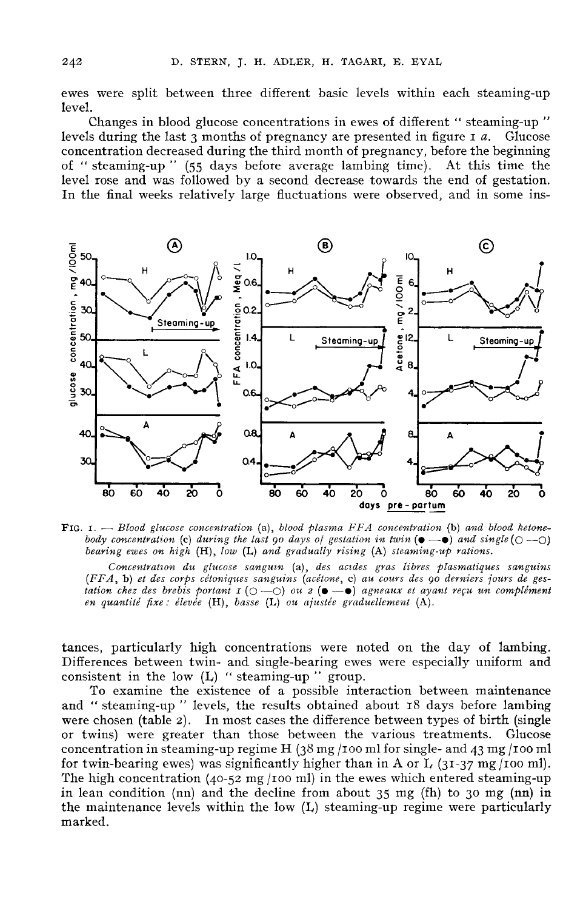ewes were split between three different basic levels within each steaming-up level.

Changes in blood glucose concentrations in ewes of different " steaming-up " levels during the last 3 months of pregnancy are presented in figure 1 *a*. Glucose concentration decreased during the third month of pregnancy, before the beginning of " steaming-up " (55 days before average lambing time). At this time the level rose and was followed by a second decrease towards the end of gestation. In the final weeks relatively large fluctuations were observed, and in some instances, particularly high concentrations were noted on the day of lambing. Differences between twin- and single-bearing ewes were especially uniform and consistent in the low (L) " steaming-up " group.

FIG. 1. — *Blood glucose concentration* (a), *blood plasma FFA concentration* (b) *and blood ketone-body concentration* (c) *during the last 90 days of gestation in twin* (●—●) *and single* (○—○) *bearing ewes on high* (H), *low* (L) *and gradually rising* (A) *steaming-up rations.*

*Concentration du glucose sanguin* (a), *des acides gras libres plasmatiques sanguins* (*FFA*, b) *et des corps cétoniques sanguins* (*acétone*, c) *au cours des 90 derniers jours de gestation chez des brebis portant 1* (○—○) *ou 2* (●—●) *agneaux et ayant reçu un complément en quantité fixe : élevée* (H), *basse* (L) *ou ajustée graduellement* (A).

To examine the existence of a possible interaction between maintenance and " steaming-up " levels, the results obtained about 18 days before lambing were chosen (table 2). In most cases the difference between types of birth (single or twins) were greater than those between the various treatments. Glucose concentration in steaming-up regime H (38 mg /100 ml for single- and 43 mg /100 ml for twin-bearing ewes) was significantly higher than in A or L (31-37 mg /100 ml). The high concentration (40-52 mg /100 ml) in the ewes which entered steaming-up in lean condition (nn) and the decline from about 35 mg (fh) to 30 mg (nn) in the maintenance levels within the low (L) steaming-up regime were particularly marked.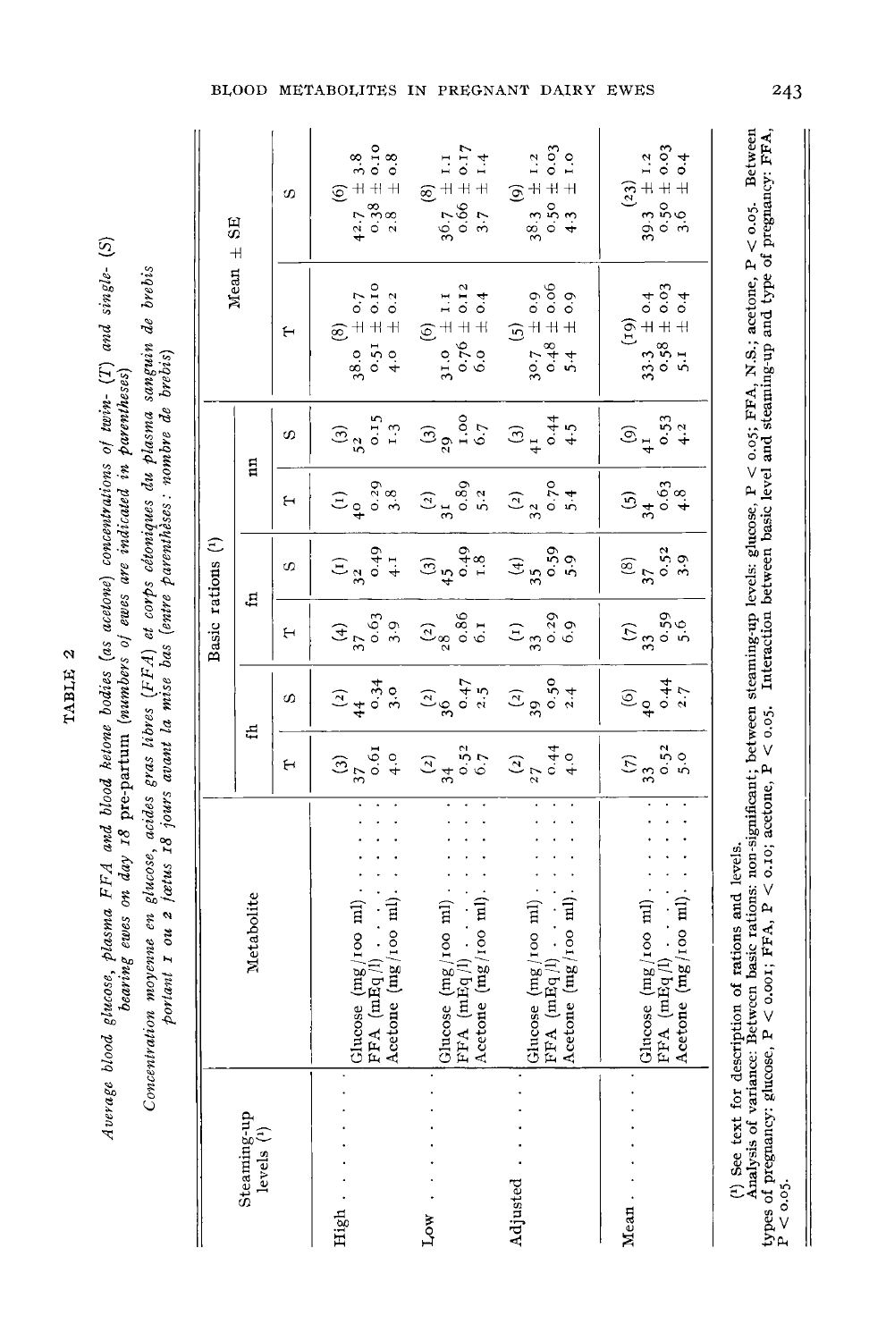TABLE 2

*Average blood glucose, plasma FFA and blood ketone bodies (as acetone) concentrations of twin- (T) and single- (S) bearing ewes on day 18 pre-partum (numbers of ewes are indicated in parentheses)*

*Concentration moyenne en glucose, acides gras libres (FFA) et corps cétoniques du plasma sanguin de brebis portant 1 ou 2 fœtus 18 jours avant la mise bas (entre parenthèses : nombre de brebis)*

| Steaming-up levels (1) | Metabolite | Basic rations (1) | | | | | | Mean ± SE | |
|---|---|---|---|---|---|---|---|---|---|
| | | fh | | fn | | nn | | | |
| | | T | S | T | S | T | S | T | S |
| High | | (3) | (2) | (4) | (1) | (1) | (3) | (8) | (6) |
| | Glucose (mg/100 ml) | 37 | 44 | 37 | 32 | 40 | 52 | 38.0 ± 0.7 | 42.7 ± 3.8 |
| | FFA (mEq/l) | 0.61 | 0.34 | 0.63 | 0.49 | 0.29 | 0.15 | 0.51 ± 0.10 | 0.38 ± 0.10 |
| | Acetone (mg/100 ml) | 4.0 | 3.0 | 3.9 | 4.1 | 3.8 | 1.3 | 4.0 ± 0.2 | 2.8 ± 0.8 |
| Low | | (2) | (2) | (2) | (3) | (2) | (3) | (6) | (8) |
| | Glucose (mg/100 ml) | 34 | 36 | 28 | 45 | 31 | 29 | 31.0 ± 1.1 | 36.7 ± 1.1 |
| | FFA (mEq/l) | 0.52 | 0.47 | 0.86 | 0.49 | 0.89 | 1.00 | 0.76 ± 0.12 | 0.66 ± 0.17 |
| | Acetone (mg/100 ml) | 6.7 | 2.5 | 6.1 | 1.8 | 5.2 | 6.7 | 6.0 ± 0.4 | 3.7 ± 1.4 |
| Adjusted | | (2) | (2) | (1) | (4) | (2) | (3) | (5) | (9) |
| | Glucose (mg/100 ml) | 27 | 39 | 33 | 35 | 32 | 41 | 30.7 ± 0.9 | 38.3 ± 1.2 |
| | FFA (mEq/l) | 0.44 | 0.50 | 0.29 | 0.59 | 0.70 | 0.44 | 0.48 ± 0.06 | 0.50 ± 0.03 |
| | Acetone (mg/100 ml) | 4.0 | 2.4 | 6.9 | 5.9 | 5.4 | 4.5 | 5.4 ± 0.9 | 4.3 ± 1.0 |
| Mean | | (7) | (6) | (7) | (8) | (5) | (9) | (19) | (23) |
| | Glucose (mg/100 ml) | 33 | 40 | 33 | 37 | 34 | 41 | 33.3 ± 0.4 | 39.3 ± 1.2 |
| | FFA (mEq/l) | 0.52 | 0.44 | 0.59 | 0.52 | 0.63 | 0.53 | 0.58 ± 0.03 | 0.50 ± 0.03 |
| | Acetone (mg/100 ml) | 5.0 | 2.7 | 5.6 | 3.9 | 4.8 | 4.2 | 5.1 ± 0.4 | 3.6 ± 0.4 |

(1) See text for description of rations and levels.
Analysis of variance: Between basic rations: non-significant; between steaming-up levels: glucose, $P < 0.05$; FFA, N.S.; acetone, $P < 0.05$. Between types of pregnancy: glucose, $P < 0.001$; FFA, $P < 0.10$; acetone, $P < 0.05$. Interaction between basic level and steaming-up and type of pregnancy: FFA, $P < 0.05$.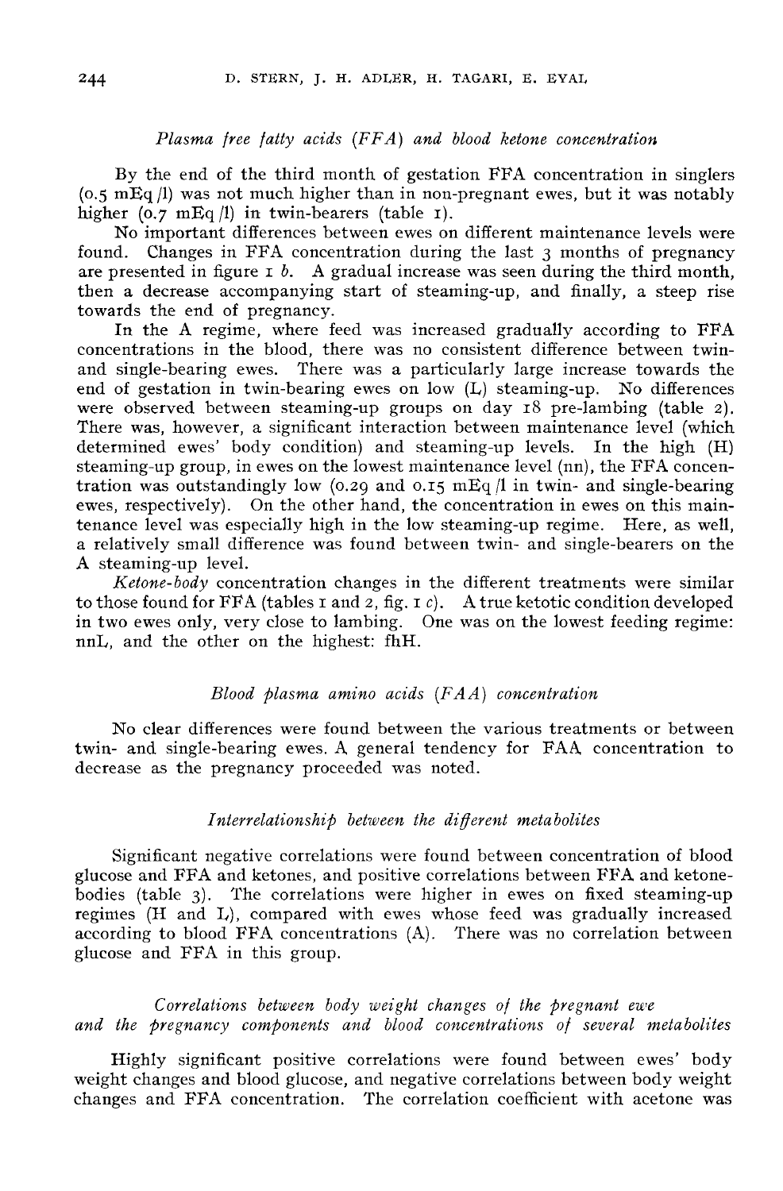### *Plasma free fatty acids (FFA) and blood ketone concentration*

By the end of the third month of gestation FFA concentration in singlers (0.5 mEq/l) was not much higher than in non-pregnant ewes, but it was notably higher (0.7 mEq/l) in twin-bearers (table 1).

No important differences between ewes on different maintenance levels were found. Changes in FFA concentration during the last 3 months of pregnancy are presented in figure 1 *b*. A gradual increase was seen during the third month, then a decrease accompanying start of steaming-up, and finally, a steep rise towards the end of pregnancy.

In the A regime, where feed was increased gradually according to FFA concentrations in the blood, there was no consistent difference between twin- and single-bearing ewes. There was a particularly large increase towards the end of gestation in twin-bearing ewes on low (L) steaming-up. No differences were observed between steaming-up groups on day 18 pre-lambing (table 2). There was, however, a significant interaction between maintenance level (which determined ewes' body condition) and steaming-up levels. In the high (H) steaming-up group, in ewes on the lowest maintenance level (nn), the FFA concentration was outstandingly low (0.29 and 0.15 mEq/l in twin- and single-bearing ewes, respectively). On the other hand, the concentration in ewes on this maintenance level was especially high in the low steaming-up regime. Here, as well, a relatively small difference was found between twin- and single-bearers on the A steaming-up level.

*Ketone-body* concentration changes in the different treatments were similar to those found for FFA (tables 1 and 2, fig. 1 *c*). A true ketotic condition developed in two ewes only, very close to lambing. One was on the lowest feeding regime: nnL, and the other on the highest: fhH.

### *Blood plasma amino acids (FAA) concentration*

No clear differences were found between the various treatments or between twin- and single-bearing ewes. A general tendency for FAA concentration to decrease as the pregnancy proceeded was noted.

### *Interrelationship between the different metabolites*

Significant negative correlations were found between concentration of blood glucose and FFA and ketones, and positive correlations between FFA and ketone-bodies (table 3). The correlations were higher in ewes on fixed steaming-up regimes (H and L), compared with ewes whose feed was gradually increased according to blood FFA concentrations (A). There was no correlation between glucose and FFA in this group.

### *Correlations between body weight changes of the pregnant ewe and the pregnancy components and blood concentrations of several metabolites*

Highly significant positive correlations were found between ewes' body weight changes and blood glucose, and negative correlations between body weight changes and FFA concentration. The correlation coefficient with acetone was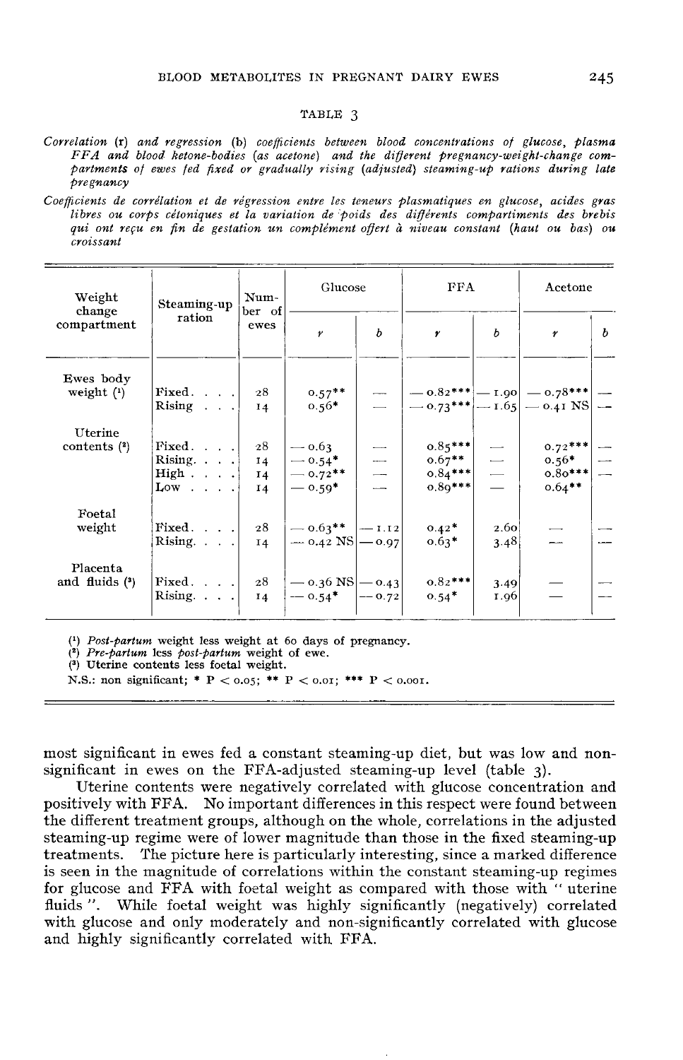TABLE 3

*Correlation (r) and regression (b) coefficients between blood concentrations of glucose, plasma FFA and blood ketone-bodies (as acetone) and the different pregnancy-weight-change compartments of ewes fed fixed or gradually rising (adjusted) steaming-up rations during late pregnancy*

*Coefficients de corrélation et de régression entre les teneurs plasmatiques en glucose, acides gras libres ou corps cétoniques et la variation de poids des différents compartiments des brebis qui ont reçu en fin de gestation un complément offert à niveau constant (haut ou bas) ou croissant*

| Weight change compartment | Steaming-up ration | Number of ewes | Glucose | | FFA | | Acetone | |
|---|---|---|---|---|---|---|---|---|
| | | | *r* | *b* | *r* | *b* | *r* | *b* |
| Ewes body weight (1) | Fixed | 28 | 0.57** | — | — 0.82*** | — 1.90 | — 0.78*** | — |
| | Rising | 14 | 0.56* | — | — 0.73*** | — 1.65 | — 0.41 NS | — |
| Uterine contents (2) | Fixed | 28 | — 0.63 | — | 0.85*** | — | 0.72*** | — |
| | Rising | 14 | — 0.54* | — | 0.67** | — | 0.56* | — |
| | High | 14 | — 0.72** | — | 0.84*** | — | 0.80*** | — |
| | Low | 14 | — 0.59* | — | 0.89*** | — | 0.64** | |
| Foetal weight | Fixed | 28 | — 0.63** | — 1.12 | 0.42* | 2.60 | — | — |
| | Rising | 14 | — 0.42 NS | — 0.97 | 0.63* | 3.48 | — | — |
| Placenta and fluids (3) | Fixed | 28 | — 0.36 NS | — 0.43 | 0.82*** | 3.49 | — | — |
| | Rising | 14 | — 0.54* | — 0.72 | 0.54* | 1.96 | — | — |

(1) *Post-partum* weight less weight at 60 days of pregnancy.
(2) *Pre-partum* less *post-partum* weight of ewe.
(3) Uterine contents less foetal weight.
N.S.: non significant; * $P < 0.05$; ** $P < 0.01$; *** $P < 0.001$.

most significant in ewes fed a constant steaming-up diet, but was low and non-significant in ewes on the FFA-adjusted steaming-up level (table 3).

Uterine contents were negatively correlated with glucose concentration and positively with FFA. No important differences in this respect were found between the different treatment groups, although on the whole, correlations in the adjusted steaming-up regime were of lower magnitude than those in the fixed steaming-up treatments. The picture here is particularly interesting, since a marked difference is seen in the magnitude of correlations within the constant steaming-up regimes for glucose and FFA with foetal weight as compared with those with " uterine fluids ". While foetal weight was highly significantly (negatively) correlated with glucose and only moderately and non-significantly correlated with glucose and highly significantly correlated with FFA.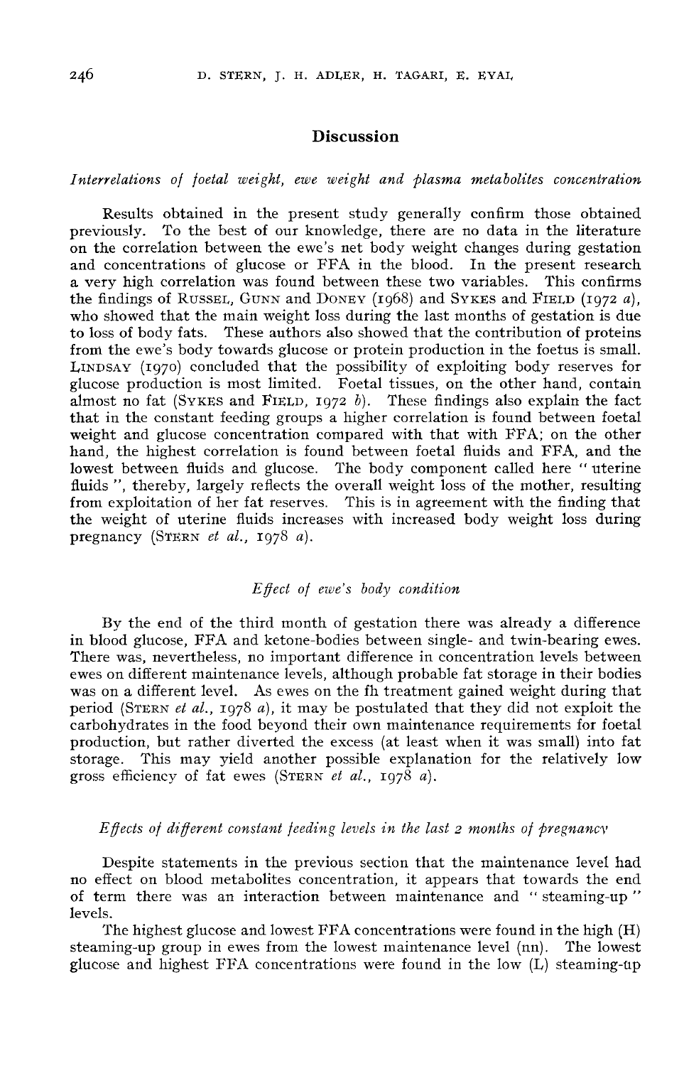## Discussion

### *Interrelations of foetal weight, ewe weight and plasma metabolites concentration*

Results obtained in the present study generally confirm those obtained previously. To the best of our knowledge, there are no data in the literature on the correlation between the ewe's net body weight changes during gestation and concentrations of glucose or FFA in the blood. In the present research a very high correlation was found between these two variables. This confirms the findings of RUSSEL, GUNN and DONEY (1968) and SYKES and FIELD (1972 *a*), who showed that the main weight loss during the last months of gestation is due to loss of body fats. These authors also showed that the contribution of proteins from the ewe's body towards glucose or protein production in the foetus is small. LINDSAY (1970) concluded that the possibility of exploiting body reserves for glucose production is most limited. Foetal tissues, on the other hand, contain almost no fat (SYKES and FIELD, 1972 *b*). These findings also explain the fact that in the constant feeding groups a higher correlation is found between foetal weight and glucose concentration compared with that with FFA; on the other hand, the highest correlation is found between foetal fluids and FFA, and the lowest between fluids and glucose. The body component called here "uterine fluids", thereby, largely reflects the overall weight loss of the mother, resulting from exploitation of her fat reserves. This is in agreement with the finding that the weight of uterine fluids increases with increased body weight loss during pregnancy (STERN *et al.*, 1978 *a*).

### *Effect of ewe's body condition*

By the end of the third month of gestation there was already a difference in blood glucose, FFA and ketone-bodies between single- and twin-bearing ewes. There was, nevertheless, no important difference in concentration levels between ewes on different maintenance levels, although probable fat storage in their bodies was on a different level. As ewes on the fh treatment gained weight during that period (STERN *et al.*, 1978 *a*), it may be postulated that they did not exploit the carbohydrates in the food beyond their own maintenance requirements for foetal production, but rather diverted the excess (at least when it was small) into fat storage. This may yield another possible explanation for the relatively low gross efficiency of fat ewes (STERN *et al.*, 1978 *a*).

### *Effects of different constant feeding levels in the last 2 months of pregnancy*

Despite statements in the previous section that the maintenance level had no effect on blood metabolites concentration, it appears that towards the end of term there was an interaction between maintenance and "steaming-up" levels.

The highest glucose and lowest FFA concentrations were found in the high (H) steaming-up group in ewes from the lowest maintenance level (nn). The lowest glucose and highest FFA concentrations were found in the low (L) steaming-up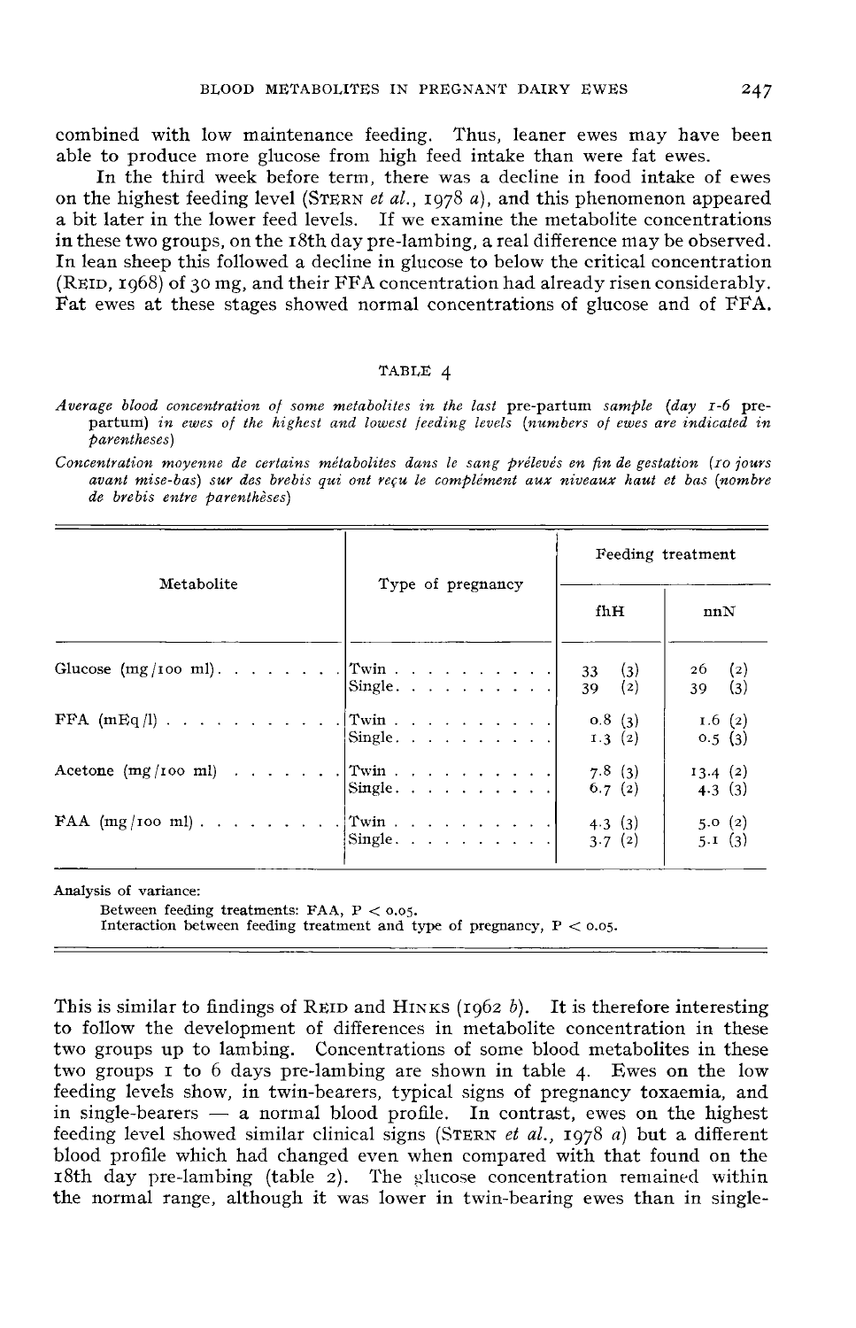combined with low maintenance feeding. Thus, leaner ewes may have been able to produce more glucose from high feed intake than were fat ewes.

In the third week before term, there was a decline in food intake of ewes on the highest feeding level (STERN *et al.*, 1978 *a*), and this phenomenon appeared a bit later in the lower feed levels. If we examine the metabolite concentrations in these two groups, on the 18th day pre-lambing, a real difference may be observed. In lean sheep this followed a decline in glucose to below the critical concentration (REID, 1968) of 30 mg, and their FFA concentration had already risen considerably. Fat ewes at these stages showed normal concentrations of glucose and of FFA.

TABLE 4

*Average blood concentration of some metabolites in the last* pre-partum *sample (day 1-6* pre-partum) *in ewes of the highest and lowest feeding levels (numbers of ewes are indicated in parentheses)*

*Concentration moyenne de certains métabolites dans le sang prélevés en fin de gestation (10 jours avant mise-bas) sur des brebis qui ont reçu le complément aux niveaux haut et bas (nombre de brebis entre parenthèses)*

| Metabolite | Type of pregnancy | Feeding treatment | |
|---|---|---|---|
| | | fhH | nnN |
| Glucose (mg/100 ml) | Twin | 33 (3) | 26 (2) |
| | Single | 39 (2) | 39 (3) |
| FFA (mEq/l) | Twin | 0.8 (3) | 1.6 (2) |
| | Single | 1.3 (2) | 0.5 (3) |
| Acetone (mg/100 ml) | Twin | 7.8 (3) | 13.4 (2) |
| | Single | 6.7 (2) | 4.3 (3) |
| FAA (mg/100 ml) | Twin | 4.3 (3) | 5.0 (2) |
| | Single | 3.7 (2) | 5.1 (3) |

Analysis of variance:

Between feeding treatments: FAA, $P < 0.05$.

Interaction between feeding treatment and type of pregnancy, $P < 0.05$.

This is similar to findings of REID and HINKS (1962 *b*). It is therefore interesting to follow the development of differences in metabolite concentration in these two groups up to lambing. Concentrations of some blood metabolites in these two groups 1 to 6 days pre-lambing are shown in table 4. Ewes on the low feeding levels show, in twin-bearers, typical signs of pregnancy toxaemia, and in single-bearers — a normal blood profile. In contrast, ewes on the highest feeding level showed similar clinical signs (STERN *et al.*, 1978 *a*) but a different blood profile which had changed even when compared with that found on the 18th day pre-lambing (table 2). The glucose concentration remained within the normal range, although it was lower in twin-bearing ewes than in single-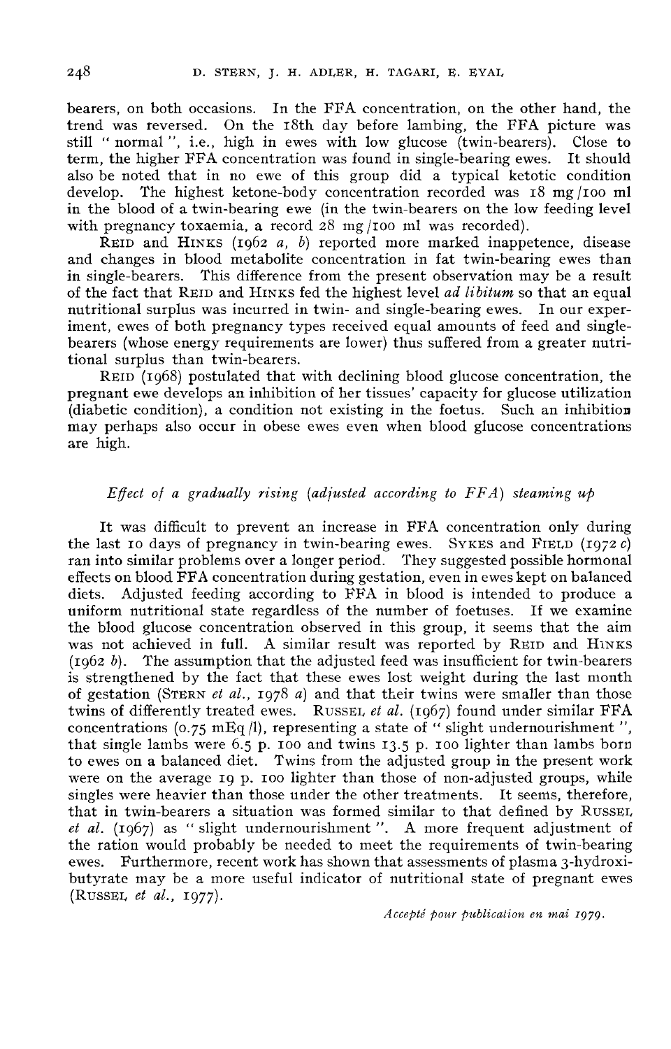bearers, on both occasions. In the FFA concentration, on the other hand, the trend was reversed. On the 18th day before lambing, the FFA picture was still " normal ", i.e., high in ewes with low glucose (twin-bearers). Close to term, the higher FFA concentration was found in single-bearing ewes. It should also be noted that in no ewe of this group did a typical ketotic condition develop. The highest ketone-body concentration recorded was 18 mg/100 ml in the blood of a twin-bearing ewe (in the twin-bearers on the low feeding level with pregnancy toxaemia, a record 28 mg/100 ml was recorded).

Reid and Hinks (1962 *a*, *b*) reported more marked inappetence, disease and changes in blood metabolite concentration in fat twin-bearing ewes than in single-bearers. This difference from the present observation may be a result of the fact that Reid and Hinks fed the highest level *ad libitum* so that an equal nutritional surplus was incurred in twin- and single-bearing ewes. In our experiment, ewes of both pregnancy types received equal amounts of feed and single-bearers (whose energy requirements are lower) thus suffered from a greater nutritional surplus than twin-bearers.

Reid (1968) postulated that with declining blood glucose concentration, the pregnant ewe develops an inhibition of her tissues' capacity for glucose utilization (diabetic condition), a condition not existing in the foetus. Such an inhibition may perhaps also occur in obese ewes even when blood glucose concentrations are high.

### *Effect of a gradually rising (adjusted according to FFA) steaming up*

It was difficult to prevent an increase in FFA concentration only during the last 10 days of pregnancy in twin-bearing ewes. Sykes and Field (1972 *c*) ran into similar problems over a longer period. They suggested possible hormonal effects on blood FFA concentration during gestation, even in ewes kept on balanced diets. Adjusted feeding according to FFA in blood is intended to produce a uniform nutritional state regardless of the number of foetuses. If we examine the blood glucose concentration observed in this group, it seems that the aim was not achieved in full. A similar result was reported by Reid and Hinks (1962 *b*). The assumption that the adjusted feed was insufficient for twin-bearers is strengthened by the fact that these ewes lost weight during the last month of gestation (Stern *et al.*, 1978 *a*) and that their twins were smaller than those twins of differently treated ewes. Russel *et al.* (1967) found under similar FFA concentrations (0.75 mEq/l), representing a state of " slight undernourishment ", that single lambs were 6.5 p. 100 and twins 13.5 p. 100 lighter than lambs born to ewes on a balanced diet. Twins from the adjusted group in the present work were on the average 19 p. 100 lighter than those of non-adjusted groups, while singles were heavier than those under the other treatments. It seems, therefore, that in twin-bearers a situation was formed similar to that defined by Russel *et al.* (1967) as " slight undernourishment ". A more frequent adjustment of the ration would probably be needed to meet the requirements of twin-bearing ewes. Furthermore, recent work has shown that assessments of plasma 3-hydroxibutyrate may be a more useful indicator of nutritional state of pregnant ewes (Russel *et al.*, 1977).

*Accepté pour publication en mai 1979.*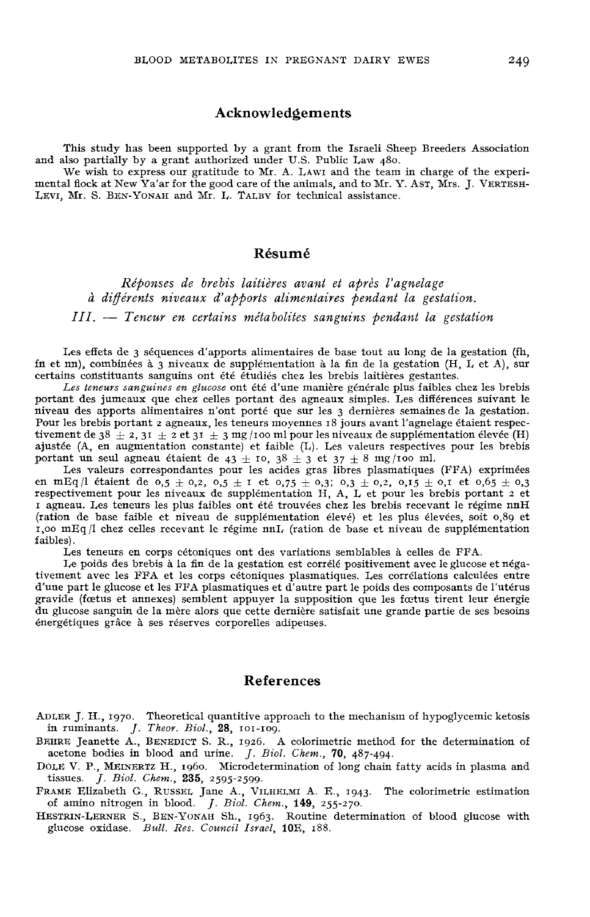## Acknowledgements

This study has been supported by a grant from the Israeli Sheep Breeders Association and also partially by a grant authorized under U.S. Public Law 480.

We wish to express our gratitude to Mr. A. Lawi and the team in charge of the experimental flock at New Ya'ar for the good care of the animals, and to Mr. Y. Ast, Mrs. J. Vertesh-Levi, Mr. S. Ben-Yonah and Mr. L. Talby for technical assistance.

## Résumé

*Réponses de brebis laitières avant et après l'agnelage à différents niveaux d'apports alimentaires pendant la gestation.*

*III. — Teneur en certains métabolites sanguins pendant la gestation*

Les effets de 3 séquences d'apports alimentaires de base tout au long de la gestation (fh, fn et nn), combinées à 3 niveaux de supplémentation à la fin de la gestation (H, L et A), sur certains constituants sanguins ont été étudiés chez les brebis laitières gestantes.

*Les teneurs sanguines en glucose* ont été d'une manière générale plus faibles chez les brebis portant des jumeaux que chez celles portant des agneaux simples. Les différences suivant le niveau des apports alimentaires n'ont porté que sur les 3 dernières semaines de la gestation. Pour les brebis portant 2 agneaux, les teneurs moyennes 18 jours avant l'agnelage étaient respectivement de 38 ± 2, 31 ± 2 et 31 ± 3 mg/100 ml pour les niveaux de supplémentation élevée (H) ajustée (A, en augmentation constante) et faible (L). Les valeurs respectives pour les brebis portant un seul agneau étaient de 43 ± 10, 38 ± 3 et 37 ± 8 mg/100 ml.

Les valeurs correspondantes pour les acides gras libres plasmatiques (FFA) exprimées en mEq/l étaient de 0,5 ± 0,2, 0,5 ± 1 et 0,75 ± 0,3; 0,3 ± 0,2, 0,15 ± 0,1 et 0,65 ± 0,3 respectivement pour les niveaux de supplémentation H, A, L et pour les brebis portant 2 et 1 agneau. Les teneurs les plus faibles ont été trouvées chez les brebis recevant le régime nnH (ration de base faible et niveau de supplémentation élevé) et les plus élevées, soit 0,89 et 1,00 mEq/l chez celles recevant le régime nnL (ration de base et niveau de supplémentation faibles).

Les teneurs en corps cétoniques ont des variations semblables à celles de FFA.

Le poids des brebis à la fin de la gestation est corrélé positivement avec le glucose et négativement avec les FFA et les corps cétoniques plasmatiques. Les corrélations calculées entre d'une part le glucose et les FFA plasmatiques et d'autre part le poids des composants de l'utérus gravide (fœtus et annexes) semblent appuyer la supposition que les fœtus tirent leur énergie du glucose sanguin de la mère alors que cette dernière satisfait une grande partie de ses besoins énergétiques grâce à ses réserves corporelles adipeuses.

## References

Adler J. H., 1970. Theoretical quantitive approach to the mechanism of hypoglycemic ketosis in ruminants. *J. Theor. Biol.*, **28**, 101-109.

Behre Jeanette A., Benedict S. R., 1926. A colorimetric method for the determination of acetone bodies in blood and urine. *J. Biol. Chem.*, **70**, 487-494.

Dole V. P., Meinertz H., 1960. Microdetermination of long chain fatty acids in plasma and tissues. *J. Biol. Chem.*, **235**, 2595-2599.

Frame Elizabeth G., Russel Jane A., Vilhelmi A. E., 1943. The colorimetric estimation of amino nitrogen in blood. *J. Biol. Chem.*, **149**, 255-270.

Hestrin-Lerner S., Ben-Yonah Sh., 1963. Routine determination of blood glucose with glucose oxidase. *Bull. Res. Council Israel*, **10E**, 188.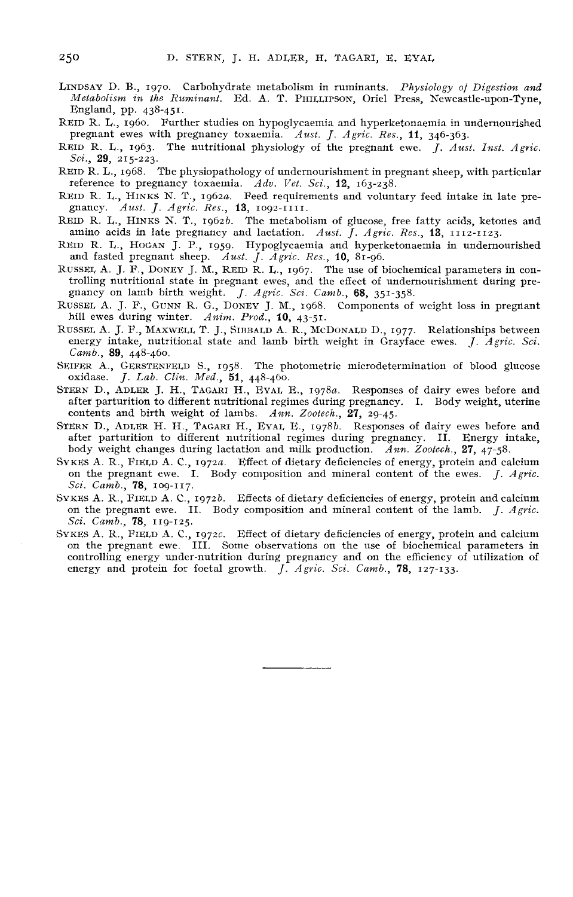LINDSAY D. B., 1970. Carbohydrate metabolism in ruminants. *Physiology of Digestion and Metabolism in the Ruminant*. Ed. A. T. PHILLIPSON, Oriel Press, Newcastle-upon-Tyne, England, pp. 438-451.

REID R. L., 1960. Further studies on hypoglycaemia and hyperketonaemia in undernourished pregnant ewes with pregnancy toxaemia. *Aust. J. Agric. Res.*, **11**, 346-363.

REID R. L., 1963. The nutritional physiology of the pregnant ewe. *J. Aust. Inst. Agric. Sci.*, **29**, 215-223.

REID R. L., 1968. The physiopathology of undernourishment in pregnant sheep, with particular reference to pregnancy toxaemia. *Adv. Vet. Sci.*, **12**, 163-238.

REID R. L., HINKS N. T., 1962*a*. Feed requirements and voluntary feed intake in late pregnancy. *Aust. J. Agric. Res.*, **13**, 1092-1111.

REID R. L., HINKS N. T., 1962*b*. The metabolism of glucose, free fatty acids, ketones and amino acids in late pregnancy and lactation. *Aust. J. Agric. Res.*, **13**, 1112-1123.

REID R. L., HOGAN J. P., 1959. Hypoglycaemia and hyperketonaemia in undernourished and fasted pregnant sheep. *Aust. J. Agric. Res.*, **10**, 81-96.

RUSSEL A. J. F., DONEY J. M., REID R. L., 1967. The use of biochemical parameters in controlling nutritional state in pregnant ewes, and the effect of undernourishment during pregnancy on lamb birth weight. *J. Agric. Sci. Camb.*, **68**, 351-358.

RUSSEL A. J. F., GUNN R. G., DONEY J. M., 1968. Components of weight loss in pregnant hill ewes during winter. *Anim. Prod.*, **10**, 43-51.

RUSSEL A. J. F., MAXWELL T. J., SIBBALD A. R., MCDONALD D., 1977. Relationships between energy intake, nutritional state and lamb birth weight in Grayface ewes. *J. Agric. Sci. Camb.*, **89**, 448-460.

SEIFER A., GERSTENFELD S., 1958. The photometric microdetermination of blood glucose oxidase. *J. Lab. Clin. Med.*, **51**, 448-460.

STERN D., ADLER J. H., TAGARI H., EYAL E., 1978*a*. Responses of dairy ewes before and after parturition to different nutritional regimes during pregnancy. I. Body weight, uterine contents and birth weight of lambs. *Ann. Zootech.*, **27**, 29-45.

STERN D., ADLER H. H., TAGARI H., EYAL E., 1978*b*. Responses of dairy ewes before and after parturition to different nutritional regimes during pregnancy. II. Energy intake, body weight changes during lactation and milk production. *Ann. Zootech.*, **27**, 47-58.

SYKES A. R., FIELD A. C., 1972*a*. Effect of dietary deficiencies of energy, protein and calcium on the pregnant ewe. I. Body composition and mineral content of the ewes. *J. Agric. Sci. Camb.*, **78**, 109-117.

SYKES A. R., FIELD A. C., 1972*b*. Effects of dietary deficiencies of energy, protein and calcium on the pregnant ewe. II. Body composition and mineral content of the lamb. *J. Agric. Sci. Camb.*, **78**, 119-125.

SYKES A. R., FIELD A. C., 1972*c*. Effect of dietary deficiencies of energy, protein and calcium on the pregnant ewe. III. Some observations on the use of biochemical parameters in controlling energy under-nutrition during pregnancy and on the efficiency of utilization of energy and protein for foetal growth. *J. Agric. Sci. Camb.*, **78**, 127-133.